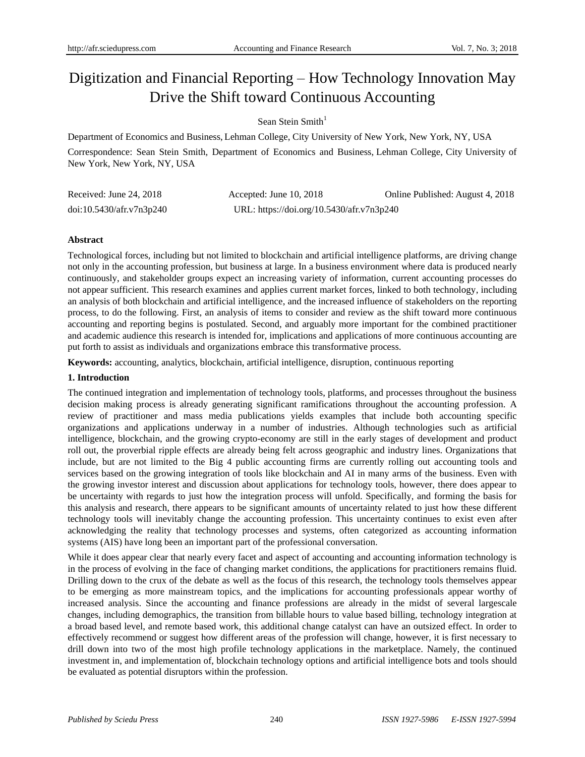# Digitization and Financial Reporting – How Technology Innovation May Drive the Shift toward Continuous Accounting

Sean Stein Smith[1]

Department of Economics and Business, Lehman College, City University of New York, New York, NY, USA

Correspondence: Sean Stein Smith, Department of Economics and Business, Lehman College, City University of New York, New York, NY, USA

Received: June 24, 2018    Accepted: June 10, 2018    Online Published: August 4, 2018

doi:10.5430/afr.v7n3p240    URL: https://doi.org/10.5430/afr.v7n3p240

## Abstract

Technological forces, including but not limited to blockchain and artificial intelligence platforms, are driving change not only in the accounting profession, but business at large. In a business environment where data is produced nearly continuously, and stakeholder groups expect an increasing variety of information, current accounting processes do not appear sufficient. This research examines and applies current market forces, linked to both technology, including an analysis of both blockchain and artificial intelligence, and the increased influence of stakeholders on the reporting process, to do the following. First, an analysis of items to consider and review as the shift toward more continuous accounting and reporting begins is postulated. Second, and arguably more important for the combined practitioner and academic audience this research is intended for, implications and applications of more continuous accounting are put forth to assist as individuals and organizations embrace this transformative process.

**Keywords:** accounting, analytics, blockchain, artificial intelligence, disruption, continuous reporting

## 1. Introduction

The continued integration and implementation of technology tools, platforms, and processes throughout the business decision making process is already generating significant ramifications throughout the accounting profession. A review of practitioner and mass media publications yields examples that include both accounting specific organizations and applications underway in a number of industries. Although technologies such as artificial intelligence, blockchain, and the growing crypto-economy are still in the early stages of development and product roll out, the proverbial ripple effects are already being felt across geographic and industry lines. Organizations that include, but are not limited to the Big 4 public accounting firms are currently rolling out accounting tools and services based on the growing integration of tools like blockchain and AI in many arms of the business. Even with the growing investor interest and discussion about applications for technology tools, however, there does appear to be uncertainty with regards to just how the integration process will unfold. Specifically, and forming the basis for this analysis and research, there appears to be significant amounts of uncertainty related to just how these different technology tools will inevitably change the accounting profession. This uncertainty continues to exist even after acknowledging the reality that technology processes and systems, often categorized as accounting information systems (AIS) have long been an important part of the professional conversation.

While it does appear clear that nearly every facet and aspect of accounting and accounting information technology is in the process of evolving in the face of changing market conditions, the applications for practitioners remains fluid. Drilling down to the crux of the debate as well as the focus of this research, the technology tools themselves appear to be emerging as more mainstream topics, and the implications for accounting professionals appear worthy of increased analysis. Since the accounting and finance professions are already in the midst of several largescale changes, including demographics, the transition from billable hours to value based billing, technology integration at a broad based level, and remote based work, this additional change catalyst can have an outsized effect. In order to effectively recommend or suggest how different areas of the profession will change, however, it is first necessary to drill down into two of the most high profile technology applications in the marketplace. Namely, the continued investment in, and implementation of, blockchain technology options and artificial intelligence bots and tools should be evaluated as potential disruptors within the profession.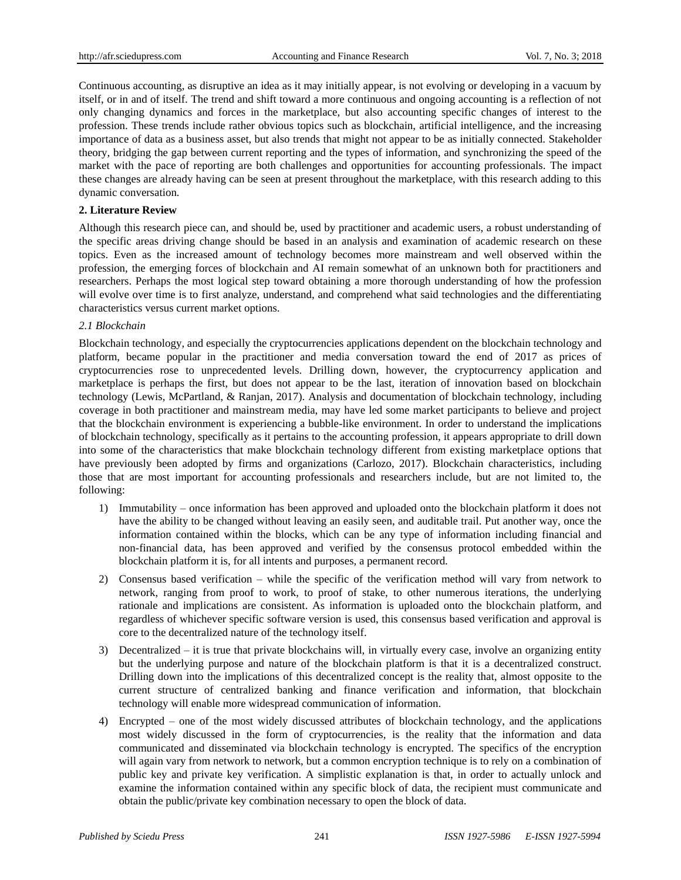Continuous accounting, as disruptive an idea as it may initially appear, is not evolving or developing in a vacuum by itself, or in and of itself. The trend and shift toward a more continuous and ongoing accounting is a reflection of not only changing dynamics and forces in the marketplace, but also accounting specific changes of interest to the profession. These trends include rather obvious topics such as blockchain, artificial intelligence, and the increasing importance of data as a business asset, but also trends that might not appear to be as initially connected. Stakeholder theory, bridging the gap between current reporting and the types of information, and synchronizing the speed of the market with the pace of reporting are both challenges and opportunities for accounting professionals. The impact these changes are already having can be seen at present throughout the marketplace, with this research adding to this dynamic conversation.

## 2. Literature Review

Although this research piece can, and should be, used by practitioner and academic users, a robust understanding of the specific areas driving change should be based in an analysis and examination of academic research on these topics. Even as the increased amount of technology becomes more mainstream and well observed within the profession, the emerging forces of blockchain and AI remain somewhat of an unknown both for practitioners and researchers. Perhaps the most logical step toward obtaining a more thorough understanding of how the profession will evolve over time is to first analyze, understand, and comprehend what said technologies and the differentiating characteristics versus current market options.

### *2.1 Blockchain*

Blockchain technology, and especially the cryptocurrencies applications dependent on the blockchain technology and platform, became popular in the practitioner and media conversation toward the end of 2017 as prices of cryptocurrencies rose to unprecedented levels. Drilling down, however, the cryptocurrency application and marketplace is perhaps the first, but does not appear to be the last, iteration of innovation based on blockchain technology (Lewis, McPartland, & Ranjan, 2017). Analysis and documentation of blockchain technology, including coverage in both practitioner and mainstream media, may have led some market participants to believe and project that the blockchain environment is experiencing a bubble-like environment. In order to understand the implications of blockchain technology, specifically as it pertains to the accounting profession, it appears appropriate to drill down into some of the characteristics that make blockchain technology different from existing marketplace options that have previously been adopted by firms and organizations (Carlozo, 2017). Blockchain characteristics, including those that are most important for accounting professionals and researchers include, but are not limited to, the following:

1) Immutability – once information has been approved and uploaded onto the blockchain platform it does not have the ability to be changed without leaving an easily seen, and auditable trail. Put another way, once the information contained within the blocks, which can be any type of information including financial and non-financial data, has been approved and verified by the consensus protocol embedded within the blockchain platform it is, for all intents and purposes, a permanent record.

2) Consensus based verification – while the specific of the verification method will vary from network to network, ranging from proof to work, to proof of stake, to other numerous iterations, the underlying rationale and implications are consistent. As information is uploaded onto the blockchain platform, and regardless of whichever specific software version is used, this consensus based verification and approval is core to the decentralized nature of the technology itself.

3) Decentralized – it is true that private blockchains will, in virtually every case, involve an organizing entity but the underlying purpose and nature of the blockchain platform is that it is a decentralized construct. Drilling down into the implications of this decentralized concept is the reality that, almost opposite to the current structure of centralized banking and finance verification and information, that blockchain technology will enable more widespread communication of information.

4) Encrypted – one of the most widely discussed attributes of blockchain technology, and the applications most widely discussed in the form of cryptocurrencies, is the reality that the information and data communicated and disseminated via blockchain technology is encrypted. The specifics of the encryption will again vary from network to network, but a common encryption technique is to rely on a combination of public key and private key verification. A simplistic explanation is that, in order to actually unlock and examine the information contained within any specific block of data, the recipient must communicate and obtain the public/private key combination necessary to open the block of data.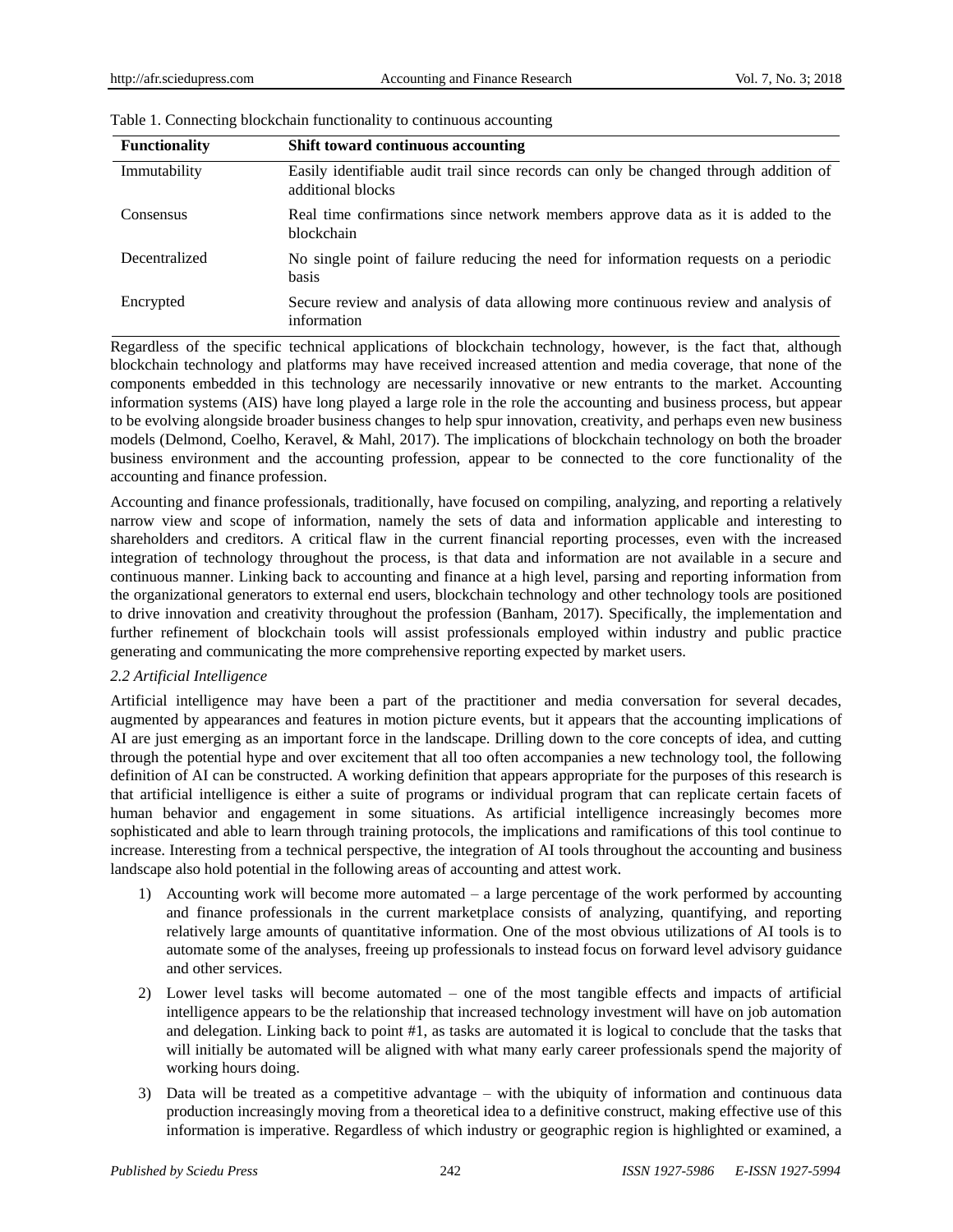Table 1. Connecting blockchain functionality to continuous accounting

| Functionality | Shift toward continuous accounting |
|---|---|
| Immutability | Easily identifiable audit trail since records can only be changed through addition of additional blocks |
| Consensus | Real time confirmations since network members approve data as it is added to the blockchain |
| Decentralized | No single point of failure reducing the need for information requests on a periodic basis |
| Encrypted | Secure review and analysis of data allowing more continuous review and analysis of information |

Regardless of the specific technical applications of blockchain technology, however, is the fact that, although blockchain technology and platforms may have received increased attention and media coverage, that none of the components embedded in this technology are necessarily innovative or new entrants to the market. Accounting information systems (AIS) have long played a large role in the role the accounting and business process, but appear to be evolving alongside broader business changes to help spur innovation, creativity, and perhaps even new business models (Delmond, Coelho, Keravel, & Mahl, 2017). The implications of blockchain technology on both the broader business environment and the accounting profession, appear to be connected to the core functionality of the accounting and finance profession.

Accounting and finance professionals, traditionally, have focused on compiling, analyzing, and reporting a relatively narrow view and scope of information, namely the sets of data and information applicable and interesting to shareholders and creditors. A critical flaw in the current financial reporting processes, even with the increased integration of technology throughout the process, is that data and information are not available in a secure and continuous manner. Linking back to accounting and finance at a high level, parsing and reporting information from the organizational generators to external end users, blockchain technology and other technology tools are positioned to drive innovation and creativity throughout the profession (Banham, 2017). Specifically, the implementation and further refinement of blockchain tools will assist professionals employed within industry and public practice generating and communicating the more comprehensive reporting expected by market users.

### *2.2 Artificial Intelligence*

Artificial intelligence may have been a part of the practitioner and media conversation for several decades, augmented by appearances and features in motion picture events, but it appears that the accounting implications of AI are just emerging as an important force in the landscape. Drilling down to the core concepts of idea, and cutting through the potential hype and over excitement that all too often accompanies a new technology tool, the following definition of AI can be constructed. A working definition that appears appropriate for the purposes of this research is that artificial intelligence is either a suite of programs or individual program that can replicate certain facets of human behavior and engagement in some situations. As artificial intelligence increasingly becomes more sophisticated and able to learn through training protocols, the implications and ramifications of this tool continue to increase. Interesting from a technical perspective, the integration of AI tools throughout the accounting and business landscape also hold potential in the following areas of accounting and attest work.

1) Accounting work will become more automated – a large percentage of the work performed by accounting and finance professionals in the current marketplace consists of analyzing, quantifying, and reporting relatively large amounts of quantitative information. One of the most obvious utilizations of AI tools is to automate some of the analyses, freeing up professionals to instead focus on forward level advisory guidance and other services.

2) Lower level tasks will become automated – one of the most tangible effects and impacts of artificial intelligence appears to be the relationship that increased technology investment will have on job automation and delegation. Linking back to point #1, as tasks are automated it is logical to conclude that the tasks that will initially be automated will be aligned with what many early career professionals spend the majority of working hours doing.

3) Data will be treated as a competitive advantage – with the ubiquity of information and continuous data production increasingly moving from a theoretical idea to a definitive construct, making effective use of this information is imperative. Regardless of which industry or geographic region is highlighted or examined, a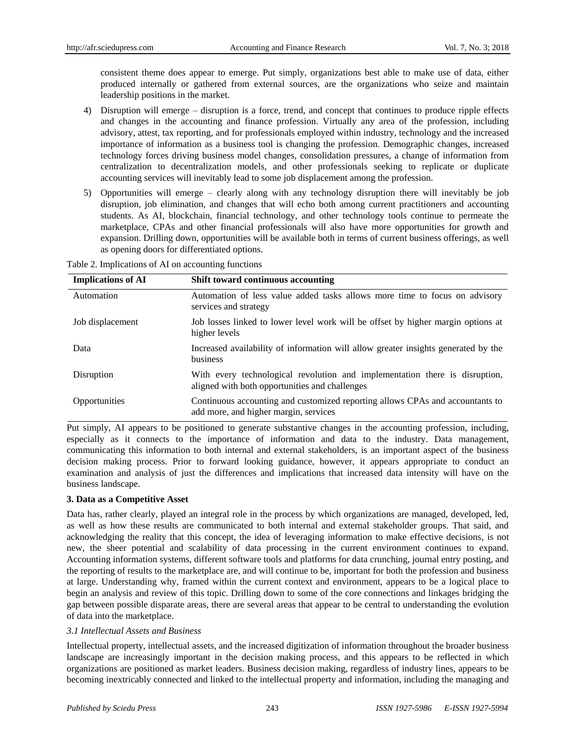consistent theme does appear to emerge. Put simply, organizations best able to make use of data, either produced internally or gathered from external sources, are the organizations who seize and maintain leadership positions in the market.

4) Disruption will emerge – disruption is a force, trend, and concept that continues to produce ripple effects and changes in the accounting and finance profession. Virtually any area of the profession, including advisory, attest, tax reporting, and for professionals employed within industry, technology and the increased importance of information as a business tool is changing the profession. Demographic changes, increased technology forces driving business model changes, consolidation pressures, a change of information from centralization to decentralization models, and other professionals seeking to replicate or duplicate accounting services will inevitably lead to some job displacement among the profession.

5) Opportunities will emerge – clearly along with any technology disruption there will inevitably be job disruption, job elimination, and changes that will echo both among current practitioners and accounting students. As AI, blockchain, financial technology, and other technology tools continue to permeate the marketplace, CPAs and other financial professionals will also have more opportunities for growth and expansion. Drilling down, opportunities will be available both in terms of current business offerings, as well as opening doors for differentiated options.

Table 2. Implications of AI on accounting functions

| Implications of AI | Shift toward continuous accounting |
|---|---|
| Automation | Automation of less value added tasks allows more time to focus on advisory services and strategy |
| Job displacement | Job losses linked to lower level work will be offset by higher margin options at higher levels |
| Data | Increased availability of information will allow greater insights generated by the business |
| Disruption | With every technological revolution and implementation there is disruption, aligned with both opportunities and challenges |
| Opportunities | Continuous accounting and customized reporting allows CPAs and accountants to add more, and higher margin, services |

Put simply, AI appears to be positioned to generate substantive changes in the accounting profession, including, especially as it connects to the importance of information and data to the industry. Data management, communicating this information to both internal and external stakeholders, is an important aspect of the business decision making process. Prior to forward looking guidance, however, it appears appropriate to conduct an examination and analysis of just the differences and implications that increased data intensity will have on the business landscape.

## 3. Data as a Competitive Asset

Data has, rather clearly, played an integral role in the process by which organizations are managed, developed, led, as well as how these results are communicated to both internal and external stakeholder groups. That said, and acknowledging the reality that this concept, the idea of leveraging information to make effective decisions, is not new, the sheer potential and scalability of data processing in the current environment continues to expand. Accounting information systems, different software tools and platforms for data crunching, journal entry posting, and the reporting of results to the marketplace are, and will continue to be, important for both the profession and business at large. Understanding why, framed within the current context and environment, appears to be a logical place to begin an analysis and review of this topic. Drilling down to some of the core connections and linkages bridging the gap between possible disparate areas, there are several areas that appear to be central to understanding the evolution of data into the marketplace.

### *3.1 Intellectual Assets and Business*

Intellectual property, intellectual assets, and the increased digitization of information throughout the broader business landscape are increasingly important in the decision making process, and this appears to be reflected in which organizations are positioned as market leaders. Business decision making, regardless of industry lines, appears to be becoming inextricably connected and linked to the intellectual property and information, including the managing and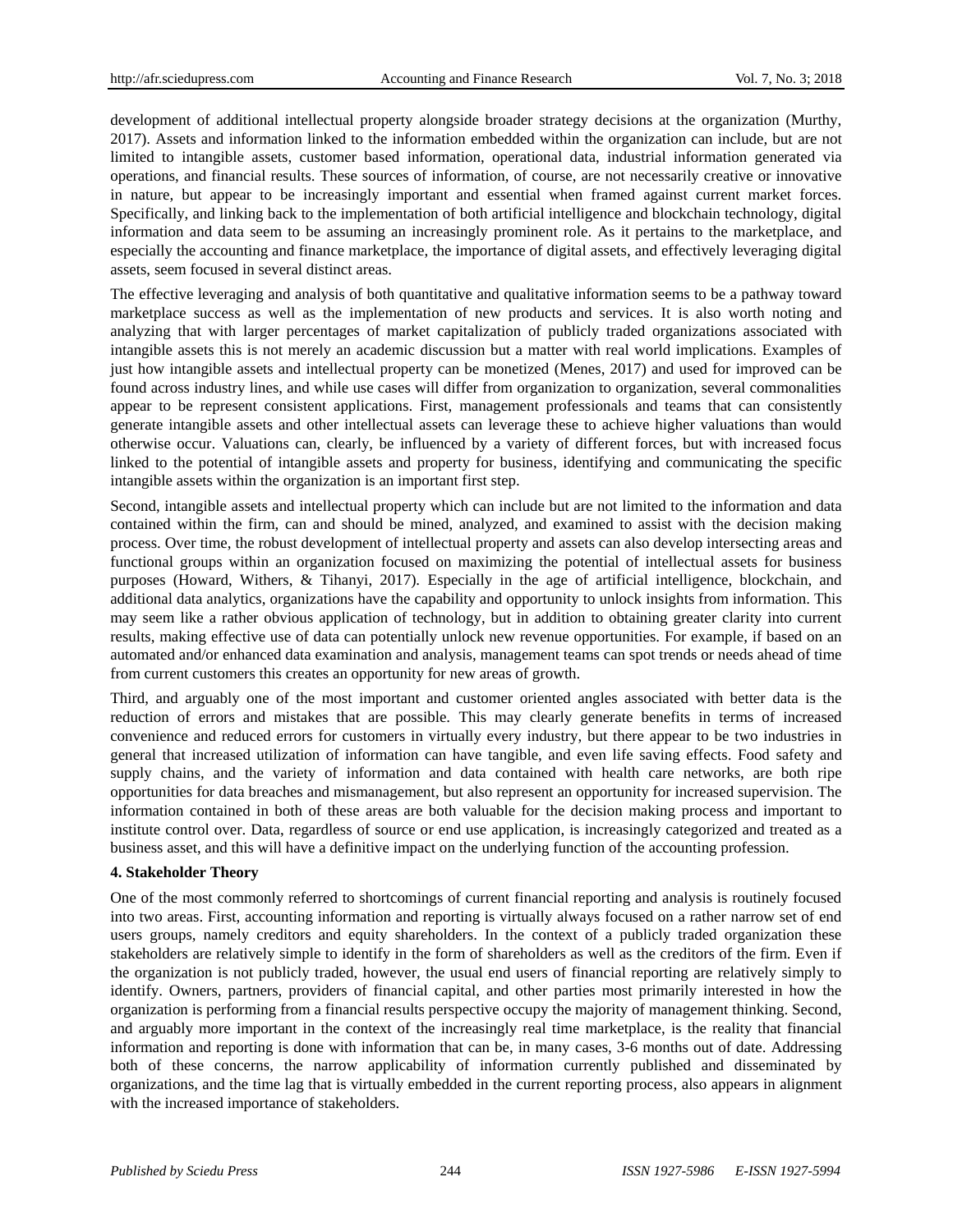development of additional intellectual property alongside broader strategy decisions at the organization (Murthy, 2017). Assets and information linked to the information embedded within the organization can include, but are not limited to intangible assets, customer based information, operational data, industrial information generated via operations, and financial results. These sources of information, of course, are not necessarily creative or innovative in nature, but appear to be increasingly important and essential when framed against current market forces. Specifically, and linking back to the implementation of both artificial intelligence and blockchain technology, digital information and data seem to be assuming an increasingly prominent role. As it pertains to the marketplace, and especially the accounting and finance marketplace, the importance of digital assets, and effectively leveraging digital assets, seem focused in several distinct areas.

The effective leveraging and analysis of both quantitative and qualitative information seems to be a pathway toward marketplace success as well as the implementation of new products and services. It is also worth noting and analyzing that with larger percentages of market capitalization of publicly traded organizations associated with intangible assets this is not merely an academic discussion but a matter with real world implications. Examples of just how intangible assets and intellectual property can be monetized (Menes, 2017) and used for improved can be found across industry lines, and while use cases will differ from organization to organization, several commonalities appear to be represent consistent applications. First, management professionals and teams that can consistently generate intangible assets and other intellectual assets can leverage these to achieve higher valuations than would otherwise occur. Valuations can, clearly, be influenced by a variety of different forces, but with increased focus linked to the potential of intangible assets and property for business, identifying and communicating the specific intangible assets within the organization is an important first step.

Second, intangible assets and intellectual property which can include but are not limited to the information and data contained within the firm, can and should be mined, analyzed, and examined to assist with the decision making process. Over time, the robust development of intellectual property and assets can also develop intersecting areas and functional groups within an organization focused on maximizing the potential of intellectual assets for business purposes (Howard, Withers, & Tihanyi, 2017). Especially in the age of artificial intelligence, blockchain, and additional data analytics, organizations have the capability and opportunity to unlock insights from information. This may seem like a rather obvious application of technology, but in addition to obtaining greater clarity into current results, making effective use of data can potentially unlock new revenue opportunities. For example, if based on an automated and/or enhanced data examination and analysis, management teams can spot trends or needs ahead of time from current customers this creates an opportunity for new areas of growth.

Third, and arguably one of the most important and customer oriented angles associated with better data is the reduction of errors and mistakes that are possible. This may clearly generate benefits in terms of increased convenience and reduced errors for customers in virtually every industry, but there appear to be two industries in general that increased utilization of information can have tangible, and even life saving effects. Food safety and supply chains, and the variety of information and data contained with health care networks, are both ripe opportunities for data breaches and mismanagement, but also represent an opportunity for increased supervision. The information contained in both of these areas are both valuable for the decision making process and important to institute control over. Data, regardless of source or end use application, is increasingly categorized and treated as a business asset, and this will have a definitive impact on the underlying function of the accounting profession.

## 4. Stakeholder Theory

One of the most commonly referred to shortcomings of current financial reporting and analysis is routinely focused into two areas. First, accounting information and reporting is virtually always focused on a rather narrow set of end users groups, namely creditors and equity shareholders. In the context of a publicly traded organization these stakeholders are relatively simple to identify in the form of shareholders as well as the creditors of the firm. Even if the organization is not publicly traded, however, the usual end users of financial reporting are relatively simply to identify. Owners, partners, providers of financial capital, and other parties most primarily interested in how the organization is performing from a financial results perspective occupy the majority of management thinking. Second, and arguably more important in the context of the increasingly real time marketplace, is the reality that financial information and reporting is done with information that can be, in many cases, 3-6 months out of date. Addressing both of these concerns, the narrow applicability of information currently published and disseminated by organizations, and the time lag that is virtually embedded in the current reporting process, also appears in alignment with the increased importance of stakeholders.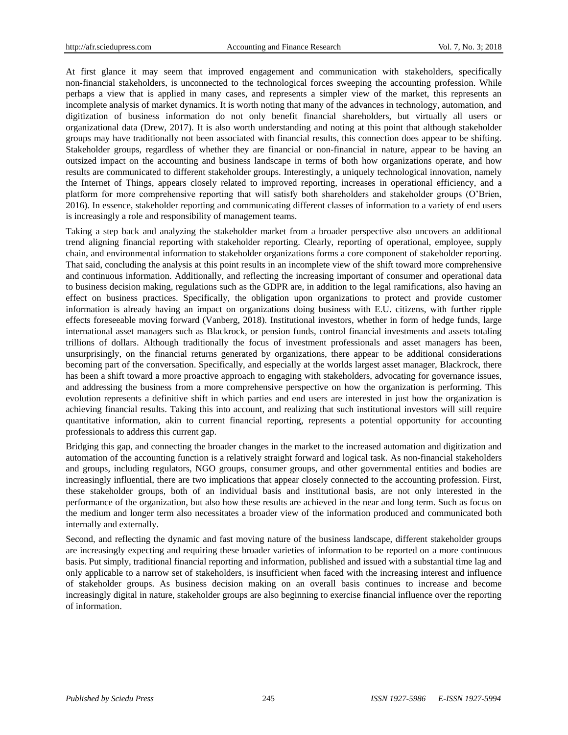At first glance it may seem that improved engagement and communication with stakeholders, specifically non-financial stakeholders, is unconnected to the technological forces sweeping the accounting profession. While perhaps a view that is applied in many cases, and represents a simpler view of the market, this represents an incomplete analysis of market dynamics. It is worth noting that many of the advances in technology, automation, and digitization of business information do not only benefit financial shareholders, but virtually all users or organizational data (Drew, 2017). It is also worth understanding and noting at this point that although stakeholder groups may have traditionally not been associated with financial results, this connection does appear to be shifting. Stakeholder groups, regardless of whether they are financial or non-financial in nature, appear to be having an outsized impact on the accounting and business landscape in terms of both how organizations operate, and how results are communicated to different stakeholder groups. Interestingly, a uniquely technological innovation, namely the Internet of Things, appears closely related to improved reporting, increases in operational efficiency, and a platform for more comprehensive reporting that will satisfy both shareholders and stakeholder groups (O'Brien, 2016). In essence, stakeholder reporting and communicating different classes of information to a variety of end users is increasingly a role and responsibility of management teams.

Taking a step back and analyzing the stakeholder market from a broader perspective also uncovers an additional trend aligning financial reporting with stakeholder reporting. Clearly, reporting of operational, employee, supply chain, and environmental information to stakeholder organizations forms a core component of stakeholder reporting. That said, concluding the analysis at this point results in an incomplete view of the shift toward more comprehensive and continuous information. Additionally, and reflecting the increasing important of consumer and operational data to business decision making, regulations such as the GDPR are, in addition to the legal ramifications, also having an effect on business practices. Specifically, the obligation upon organizations to protect and provide customer information is already having an impact on organizations doing business with E.U. citizens, with further ripple effects foreseeable moving forward (Vanberg, 2018). Institutional investors, whether in form of hedge funds, large international asset managers such as Blackrock, or pension funds, control financial investments and assets totaling trillions of dollars. Although traditionally the focus of investment professionals and asset managers has been, unsurprisingly, on the financial returns generated by organizations, there appear to be additional considerations becoming part of the conversation. Specifically, and especially at the worlds largest asset manager, Blackrock, there has been a shift toward a more proactive approach to engaging with stakeholders, advocating for governance issues, and addressing the business from a more comprehensive perspective on how the organization is performing. This evolution represents a definitive shift in which parties and end users are interested in just how the organization is achieving financial results. Taking this into account, and realizing that such institutional investors will still require quantitative information, akin to current financial reporting, represents a potential opportunity for accounting professionals to address this current gap.

Bridging this gap, and connecting the broader changes in the market to the increased automation and digitization and automation of the accounting function is a relatively straight forward and logical task. As non-financial stakeholders and groups, including regulators, NGO groups, consumer groups, and other governmental entities and bodies are increasingly influential, there are two implications that appear closely connected to the accounting profession. First, these stakeholder groups, both of an individual basis and institutional basis, are not only interested in the performance of the organization, but also how these results are achieved in the near and long term. Such as focus on the medium and longer term also necessitates a broader view of the information produced and communicated both internally and externally.

Second, and reflecting the dynamic and fast moving nature of the business landscape, different stakeholder groups are increasingly expecting and requiring these broader varieties of information to be reported on a more continuous basis. Put simply, traditional financial reporting and information, published and issued with a substantial time lag and only applicable to a narrow set of stakeholders, is insufficient when faced with the increasing interest and influence of stakeholder groups. As business decision making on an overall basis continues to increase and become increasingly digital in nature, stakeholder groups are also beginning to exercise financial influence over the reporting of information.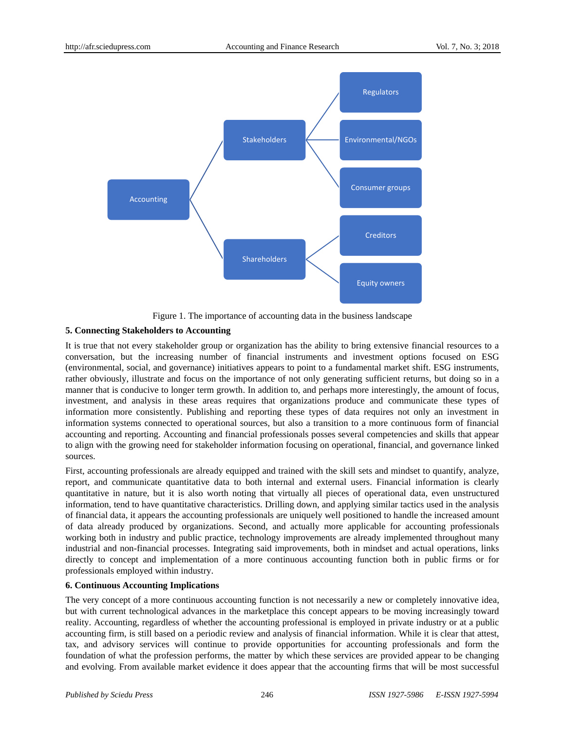Accounting

Stakeholders

Shareholders

Regulators

Environmental/NGOs

Consumer groups

Creditors

Equity owners

Figure 1. The importance of accounting data in the business landscape

## 5. Connecting Stakeholders to Accounting

It is true that not every stakeholder group or organization has the ability to bring extensive financial resources to a conversation, but the increasing number of financial instruments and investment options focused on ESG (environmental, social, and governance) initiatives appears to point to a fundamental market shift. ESG instruments, rather obviously, illustrate and focus on the importance of not only generating sufficient returns, but doing so in a manner that is conducive to longer term growth. In addition to, and perhaps more interestingly, the amount of focus, investment, and analysis in these areas requires that organizations produce and communicate these types of information more consistently. Publishing and reporting these types of data requires not only an investment in information systems connected to operational sources, but also a transition to a more continuous form of financial accounting and reporting. Accounting and financial professionals posses several competencies and skills that appear to align with the growing need for stakeholder information focusing on operational, financial, and governance linked sources.

First, accounting professionals are already equipped and trained with the skill sets and mindset to quantify, analyze, report, and communicate quantitative data to both internal and external users. Financial information is clearly quantitative in nature, but it is also worth noting that virtually all pieces of operational data, even unstructured information, tend to have quantitative characteristics. Drilling down, and applying similar tactics used in the analysis of financial data, it appears the accounting professionals are uniquely well positioned to handle the increased amount of data already produced by organizations. Second, and actually more applicable for accounting professionals working both in industry and public practice, technology improvements are already implemented throughout many industrial and non-financial processes. Integrating said improvements, both in mindset and actual operations, links directly to concept and implementation of a more continuous accounting function both in public firms or for professionals employed within industry.

## 6. Continuous Accounting Implications

The very concept of a more continuous accounting function is not necessarily a new or completely innovative idea, but with current technological advances in the marketplace this concept appears to be moving increasingly toward reality. Accounting, regardless of whether the accounting professional is employed in private industry or at a public accounting firm, is still based on a periodic review and analysis of financial information. While it is clear that attest, tax, and advisory services will continue to provide opportunities for accounting professionals and form the foundation of what the profession performs, the matter by which these services are provided appear to be changing and evolving. From available market evidence it does appear that the accounting firms that will be most successful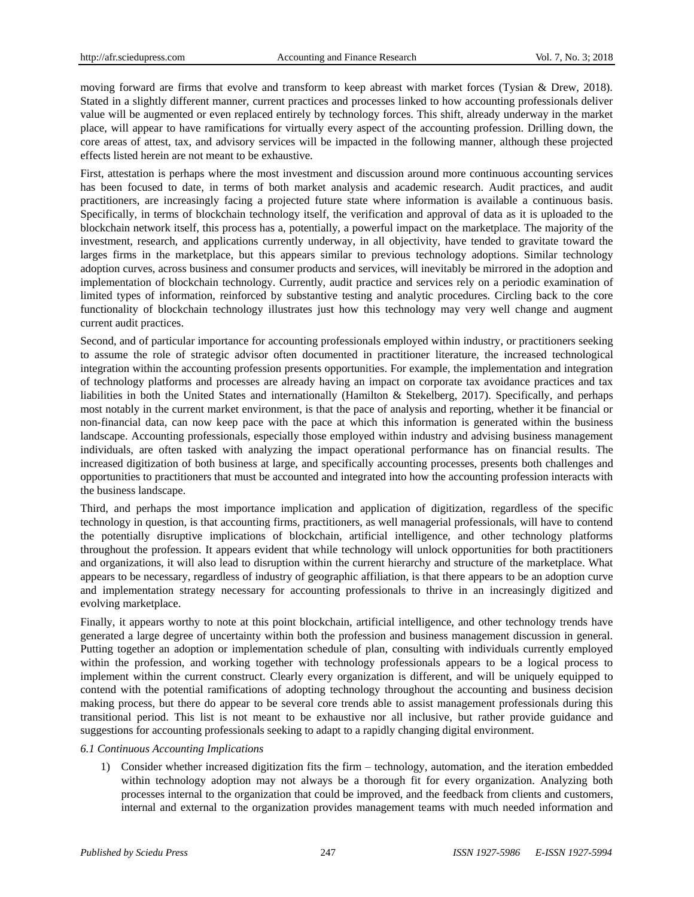moving forward are firms that evolve and transform to keep abreast with market forces (Tysian & Drew, 2018). Stated in a slightly different manner, current practices and processes linked to how accounting professionals deliver value will be augmented or even replaced entirely by technology forces. This shift, already underway in the market place, will appear to have ramifications for virtually every aspect of the accounting profession. Drilling down, the core areas of attest, tax, and advisory services will be impacted in the following manner, although these projected effects listed herein are not meant to be exhaustive.

First, attestation is perhaps where the most investment and discussion around more continuous accounting services has been focused to date, in terms of both market analysis and academic research. Audit practices, and audit practitioners, are increasingly facing a projected future state where information is available a continuous basis. Specifically, in terms of blockchain technology itself, the verification and approval of data as it is uploaded to the blockchain network itself, this process has a, potentially, a powerful impact on the marketplace. The majority of the investment, research, and applications currently underway, in all objectivity, have tended to gravitate toward the larges firms in the marketplace, but this appears similar to previous technology adoptions. Similar technology adoption curves, across business and consumer products and services, will inevitably be mirrored in the adoption and implementation of blockchain technology. Currently, audit practice and services rely on a periodic examination of limited types of information, reinforced by substantive testing and analytic procedures. Circling back to the core functionality of blockchain technology illustrates just how this technology may very well change and augment current audit practices.

Second, and of particular importance for accounting professionals employed within industry, or practitioners seeking to assume the role of strategic advisor often documented in practitioner literature, the increased technological integration within the accounting profession presents opportunities. For example, the implementation and integration of technology platforms and processes are already having an impact on corporate tax avoidance practices and tax liabilities in both the United States and internationally (Hamilton & Stekelberg, 2017). Specifically, and perhaps most notably in the current market environment, is that the pace of analysis and reporting, whether it be financial or non-financial data, can now keep pace with the pace at which this information is generated within the business landscape. Accounting professionals, especially those employed within industry and advising business management individuals, are often tasked with analyzing the impact operational performance has on financial results. The increased digitization of both business at large, and specifically accounting processes, presents both challenges and opportunities to practitioners that must be accounted and integrated into how the accounting profession interacts with the business landscape.

Third, and perhaps the most importance implication and application of digitization, regardless of the specific technology in question, is that accounting firms, practitioners, as well managerial professionals, will have to contend the potentially disruptive implications of blockchain, artificial intelligence, and other technology platforms throughout the profession. It appears evident that while technology will unlock opportunities for both practitioners and organizations, it will also lead to disruption within the current hierarchy and structure of the marketplace. What appears to be necessary, regardless of industry of geographic affiliation, is that there appears to be an adoption curve and implementation strategy necessary for accounting professionals to thrive in an increasingly digitized and evolving marketplace.

Finally, it appears worthy to note at this point blockchain, artificial intelligence, and other technology trends have generated a large degree of uncertainty within both the profession and business management discussion in general. Putting together an adoption or implementation schedule of plan, consulting with individuals currently employed within the profession, and working together with technology professionals appears to be a logical process to implement within the current construct. Clearly every organization is different, and will be uniquely equipped to contend with the potential ramifications of adopting technology throughout the accounting and business decision making process, but there do appear to be several core trends able to assist management professionals during this transitional period. This list is not meant to be exhaustive nor all inclusive, but rather provide guidance and suggestions for accounting professionals seeking to adapt to a rapidly changing digital environment.

### *6.1 Continuous Accounting Implications*

1) Consider whether increased digitization fits the firm – technology, automation, and the iteration embedded within technology adoption may not always be a thorough fit for every organization. Analyzing both processes internal to the organization that could be improved, and the feedback from clients and customers, internal and external to the organization provides management teams with much needed information and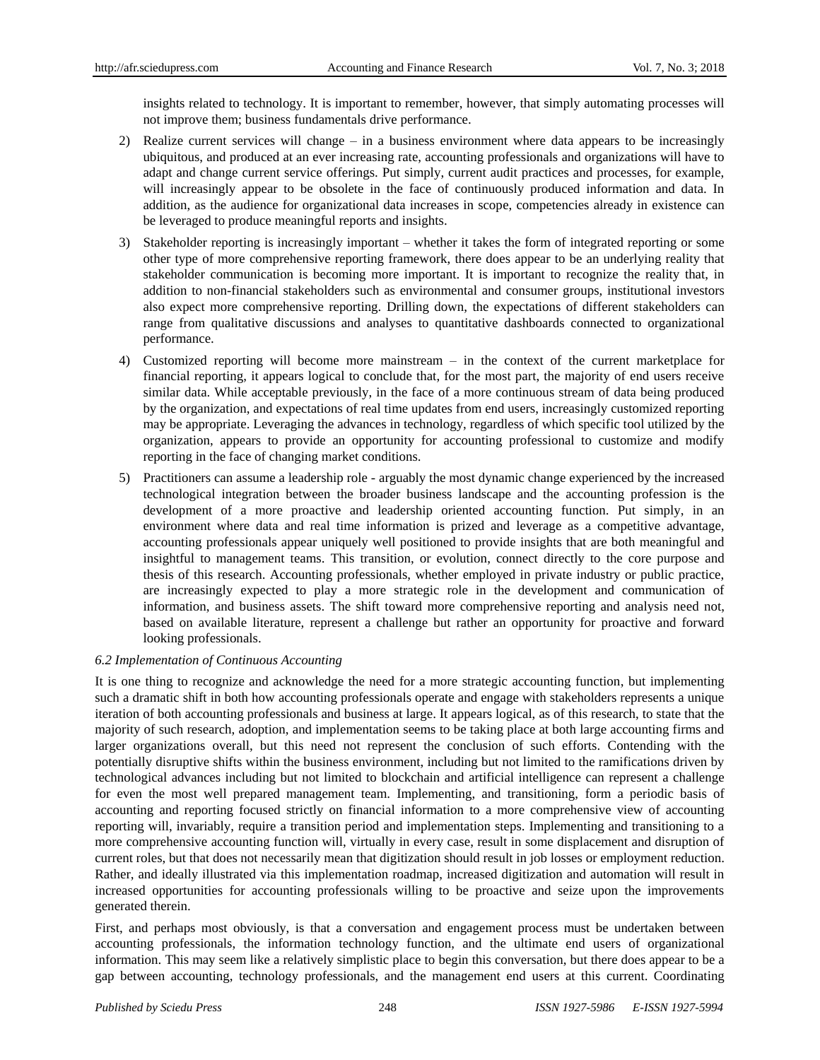insights related to technology. It is important to remember, however, that simply automating processes will not improve them; business fundamentals drive performance.

2) Realize current services will change – in a business environment where data appears to be increasingly ubiquitous, and produced at an ever increasing rate, accounting professionals and organizations will have to adapt and change current service offerings. Put simply, current audit practices and processes, for example, will increasingly appear to be obsolete in the face of continuously produced information and data. In addition, as the audience for organizational data increases in scope, competencies already in existence can be leveraged to produce meaningful reports and insights.

3) Stakeholder reporting is increasingly important – whether it takes the form of integrated reporting or some other type of more comprehensive reporting framework, there does appear to be an underlying reality that stakeholder communication is becoming more important. It is important to recognize the reality that, in addition to non-financial stakeholders such as environmental and consumer groups, institutional investors also expect more comprehensive reporting. Drilling down, the expectations of different stakeholders can range from qualitative discussions and analyses to quantitative dashboards connected to organizational performance.

4) Customized reporting will become more mainstream – in the context of the current marketplace for financial reporting, it appears logical to conclude that, for the most part, the majority of end users receive similar data. While acceptable previously, in the face of a more continuous stream of data being produced by the organization, and expectations of real time updates from end users, increasingly customized reporting may be appropriate. Leveraging the advances in technology, regardless of which specific tool utilized by the organization, appears to provide an opportunity for accounting professional to customize and modify reporting in the face of changing market conditions.

5) Practitioners can assume a leadership role - arguably the most dynamic change experienced by the increased technological integration between the broader business landscape and the accounting profession is the development of a more proactive and leadership oriented accounting function. Put simply, in an environment where data and real time information is prized and leverage as a competitive advantage, accounting professionals appear uniquely well positioned to provide insights that are both meaningful and insightful to management teams. This transition, or evolution, connect directly to the core purpose and thesis of this research. Accounting professionals, whether employed in private industry or public practice, are increasingly expected to play a more strategic role in the development and communication of information, and business assets. The shift toward more comprehensive reporting and analysis need not, based on available literature, represent a challenge but rather an opportunity for proactive and forward looking professionals.

*6.2 Implementation of Continuous Accounting*

It is one thing to recognize and acknowledge the need for a more strategic accounting function, but implementing such a dramatic shift in both how accounting professionals operate and engage with stakeholders represents a unique iteration of both accounting professionals and business at large. It appears logical, as of this research, to state that the majority of such research, adoption, and implementation seems to be taking place at both large accounting firms and larger organizations overall, but this need not represent the conclusion of such efforts. Contending with the potentially disruptive shifts within the business environment, including but not limited to the ramifications driven by technological advances including but not limited to blockchain and artificial intelligence can represent a challenge for even the most well prepared management team. Implementing, and transitioning, form a periodic basis of accounting and reporting focused strictly on financial information to a more comprehensive view of accounting reporting will, invariably, require a transition period and implementation steps. Implementing and transitioning to a more comprehensive accounting function will, virtually in every case, result in some displacement and disruption of current roles, but that does not necessarily mean that digitization should result in job losses or employment reduction. Rather, and ideally illustrated via this implementation roadmap, increased digitization and automation will result in increased opportunities for accounting professionals willing to be proactive and seize upon the improvements generated therein.

First, and perhaps most obviously, is that a conversation and engagement process must be undertaken between accounting professionals, the information technology function, and the ultimate end users of organizational information. This may seem like a relatively simplistic place to begin this conversation, but there does appear to be a gap between accounting, technology professionals, and the management end users at this current. Coordinating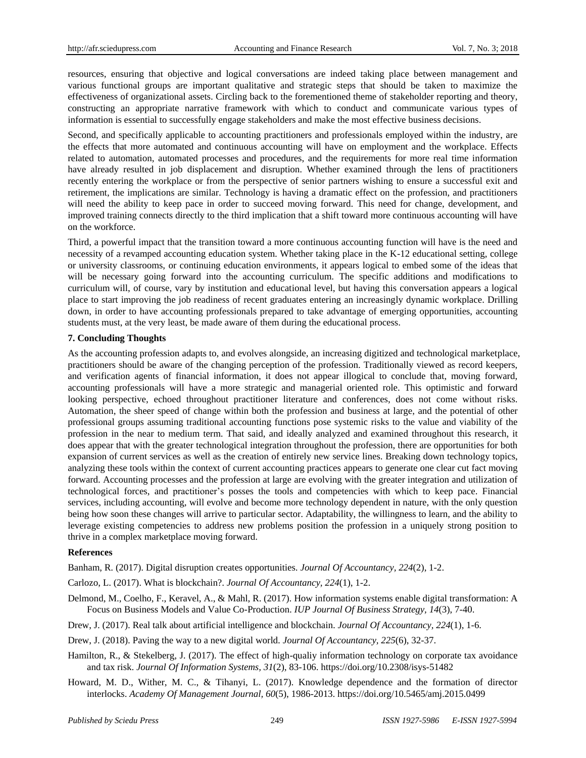resources, ensuring that objective and logical conversations are indeed taking place between management and various functional groups are important qualitative and strategic steps that should be taken to maximize the effectiveness of organizational assets. Circling back to the forementioned theme of stakeholder reporting and theory, constructing an appropriate narrative framework with which to conduct and communicate various types of information is essential to successfully engage stakeholders and make the most effective business decisions.

Second, and specifically applicable to accounting practitioners and professionals employed within the industry, are the effects that more automated and continuous accounting will have on employment and the workplace. Effects related to automation, automated processes and procedures, and the requirements for more real time information have already resulted in job displacement and disruption. Whether examined through the lens of practitioners recently entering the workplace or from the perspective of senior partners wishing to ensure a successful exit and retirement, the implications are similar. Technology is having a dramatic effect on the profession, and practitioners will need the ability to keep pace in order to succeed moving forward. This need for change, development, and improved training connects directly to the third implication that a shift toward more continuous accounting will have on the workforce.

Third, a powerful impact that the transition toward a more continuous accounting function will have is the need and necessity of a revamped accounting education system. Whether taking place in the K-12 educational setting, college or university classrooms, or continuing education environments, it appears logical to embed some of the ideas that will be necessary going forward into the accounting curriculum. The specific additions and modifications to curriculum will, of course, vary by institution and educational level, but having this conversation appears a logical place to start improving the job readiness of recent graduates entering an increasingly dynamic workplace. Drilling down, in order to have accounting professionals prepared to take advantage of emerging opportunities, accounting students must, at the very least, be made aware of them during the educational process.

## 7. Concluding Thoughts

As the accounting profession adapts to, and evolves alongside, an increasing digitized and technological marketplace, practitioners should be aware of the changing perception of the profession. Traditionally viewed as record keepers, and verification agents of financial information, it does not appear illogical to conclude that, moving forward, accounting professionals will have a more strategic and managerial oriented role. This optimistic and forward looking perspective, echoed throughout practitioner literature and conferences, does not come without risks. Automation, the sheer speed of change within both the profession and business at large, and the potential of other professional groups assuming traditional accounting functions pose systemic risks to the value and viability of the profession in the near to medium term. That said, and ideally analyzed and examined throughout this research, it does appear that with the greater technological integration throughout the profession, there are opportunities for both expansion of current services as well as the creation of entirely new service lines. Breaking down technology topics, analyzing these tools within the context of current accounting practices appears to generate one clear cut fact moving forward. Accounting processes and the profession at large are evolving with the greater integration and utilization of technological forces, and practitioner's posses the tools and competencies with which to keep pace. Financial services, including accounting, will evolve and become more technology dependent in nature, with the only question being how soon these changes will arrive to particular sector. Adaptability, the willingness to learn, and the ability to leverage existing competencies to address new problems position the profession in a uniquely strong position to thrive in a complex marketplace moving forward.

## References

Banham, R. (2017). Digital disruption creates opportunities. *Journal Of Accountancy*, *224*(2), 1-2.

Carlozo, L. (2017). What is blockchain?. *Journal Of Accountancy*, *224*(1), 1-2.

Delmond, M., Coelho, F., Keravel, A., & Mahl, R. (2017). How information systems enable digital transformation: A Focus on Business Models and Value Co-Production. *IUP Journal Of Business Strategy*, *14*(3), 7-40.

Drew, J. (2017). Real talk about artificial intelligence and blockchain. *Journal Of Accountancy*, *224*(1), 1-6.

Drew, J. (2018). Paving the way to a new digital world. *Journal Of Accountancy*, *225*(6), 32-37.

Hamilton, R., & Stekelberg, J. (2017). The effect of high-qualiy information technology on corporate tax avoidance and tax risk. *Journal Of Information Systems*, *31*(2), 83-106. https://doi.org/10.2308/isys-51482

Howard, M. D., Wither, M. C., & Tihanyi, L. (2017). Knowledge dependence and the formation of director interlocks. *Academy Of Management Journal*, *60*(5), 1986-2013. https://doi.org/10.5465/amj.2015.0499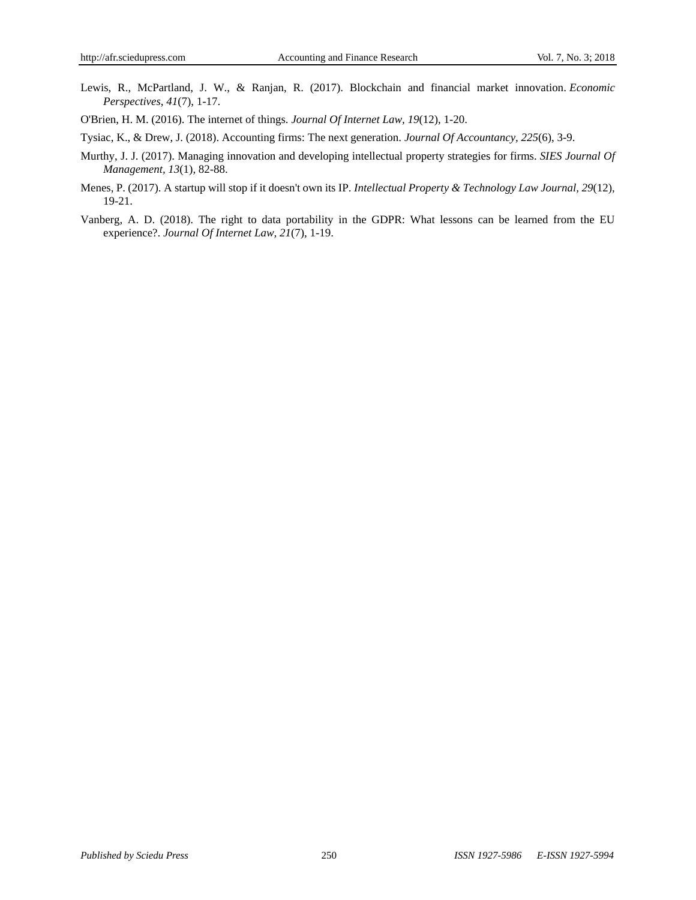Lewis, R., McPartland, J. W., & Ranjan, R. (2017). Blockchain and financial market innovation. *Economic Perspectives, 41*(7), 1-17.

O'Brien, H. M. (2016). The internet of things. *Journal Of Internet Law, 19*(12), 1-20.

Tysiac, K., & Drew, J. (2018). Accounting firms: The next generation. *Journal Of Accountancy, 225*(6), 3-9.

Murthy, J. J. (2017). Managing innovation and developing intellectual property strategies for firms. *SIES Journal Of Management, 13*(1), 82-88.

Menes, P. (2017). A startup will stop if it doesn't own its IP. *Intellectual Property & Technology Law Journal, 29*(12), 19-21.

Vanberg, A. D. (2018). The right to data portability in the GDPR: What lessons can be learned from the EU experience?. *Journal Of Internet Law, 21*(7), 1-19.